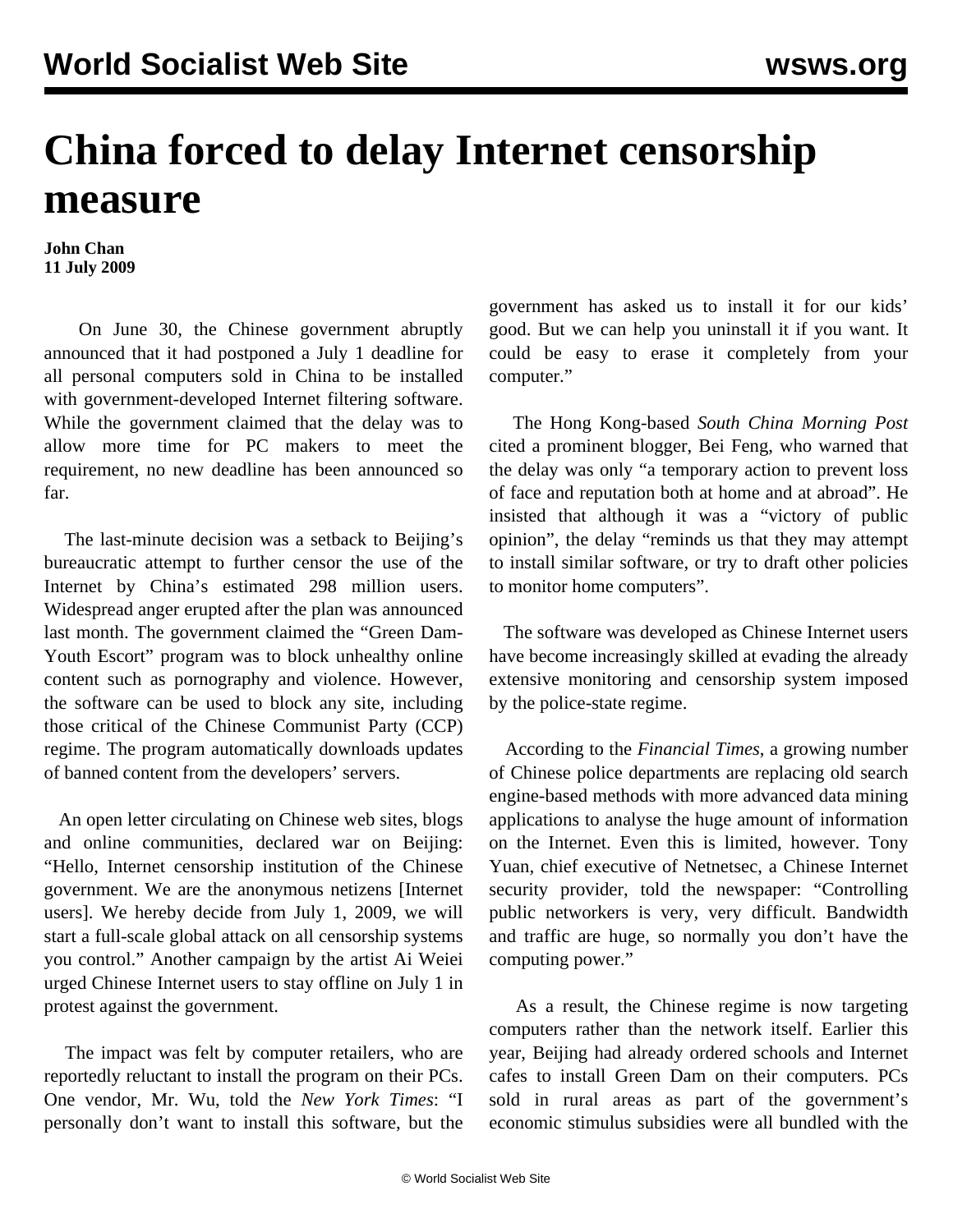# China forced to delay Internet censorship measure

**John Chan**
**11 July 2009**

On June 30, the Chinese government abruptly announced that it had postponed a July 1 deadline for all personal computers sold in China to be installed with government-developed Internet filtering software. While the government claimed that the delay was to allow more time for PC makers to meet the requirement, no new deadline has been announced so far.

The last-minute decision was a setback to Beijing's bureaucratic attempt to further censor the use of the Internet by China's estimated 298 million users. Widespread anger erupted after the plan was announced last month. The government claimed the "Green Dam-Youth Escort" program was to block unhealthy online content such as pornography and violence. However, the software can be used to block any site, including those critical of the Chinese Communist Party (CCP) regime. The program automatically downloads updates of banned content from the developers' servers.

An open letter circulating on Chinese web sites, blogs and online communities, declared war on Beijing: "Hello, Internet censorship institution of the Chinese government. We are the anonymous netizens [Internet users]. We hereby decide from July 1, 2009, we will start a full-scale global attack on all censorship systems you control." Another campaign by the artist Ai Weiei urged Chinese Internet users to stay offline on July 1 in protest against the government.

The impact was felt by computer retailers, who are reportedly reluctant to install the program on their PCs. One vendor, Mr. Wu, told the *New York Times*: "I personally don't want to install this software, but the government has asked us to install it for our kids' good. But we can help you uninstall it if you want. It could be easy to erase it completely from your computer."

The Hong Kong-based *South China Morning Post* cited a prominent blogger, Bei Feng, who warned that the delay was only "a temporary action to prevent loss of face and reputation both at home and at abroad". He insisted that although it was a "victory of public opinion", the delay "reminds us that they may attempt to install similar software, or try to draft other policies to monitor home computers".

The software was developed as Chinese Internet users have become increasingly skilled at evading the already extensive monitoring and censorship system imposed by the police-state regime.

According to the *Financial Times*, a growing number of Chinese police departments are replacing old search engine-based methods with more advanced data mining applications to analyse the huge amount of information on the Internet. Even this is limited, however. Tony Yuan, chief executive of Netnetsec, a Chinese Internet security provider, told the newspaper: "Controlling public networkers is very, very difficult. Bandwidth and traffic are huge, so normally you don't have the computing power."

As a result, the Chinese regime is now targeting computers rather than the network itself. Earlier this year, Beijing had already ordered schools and Internet cafes to install Green Dam on their computers. PCs sold in rural areas as part of the government's economic stimulus subsidies were all bundled with the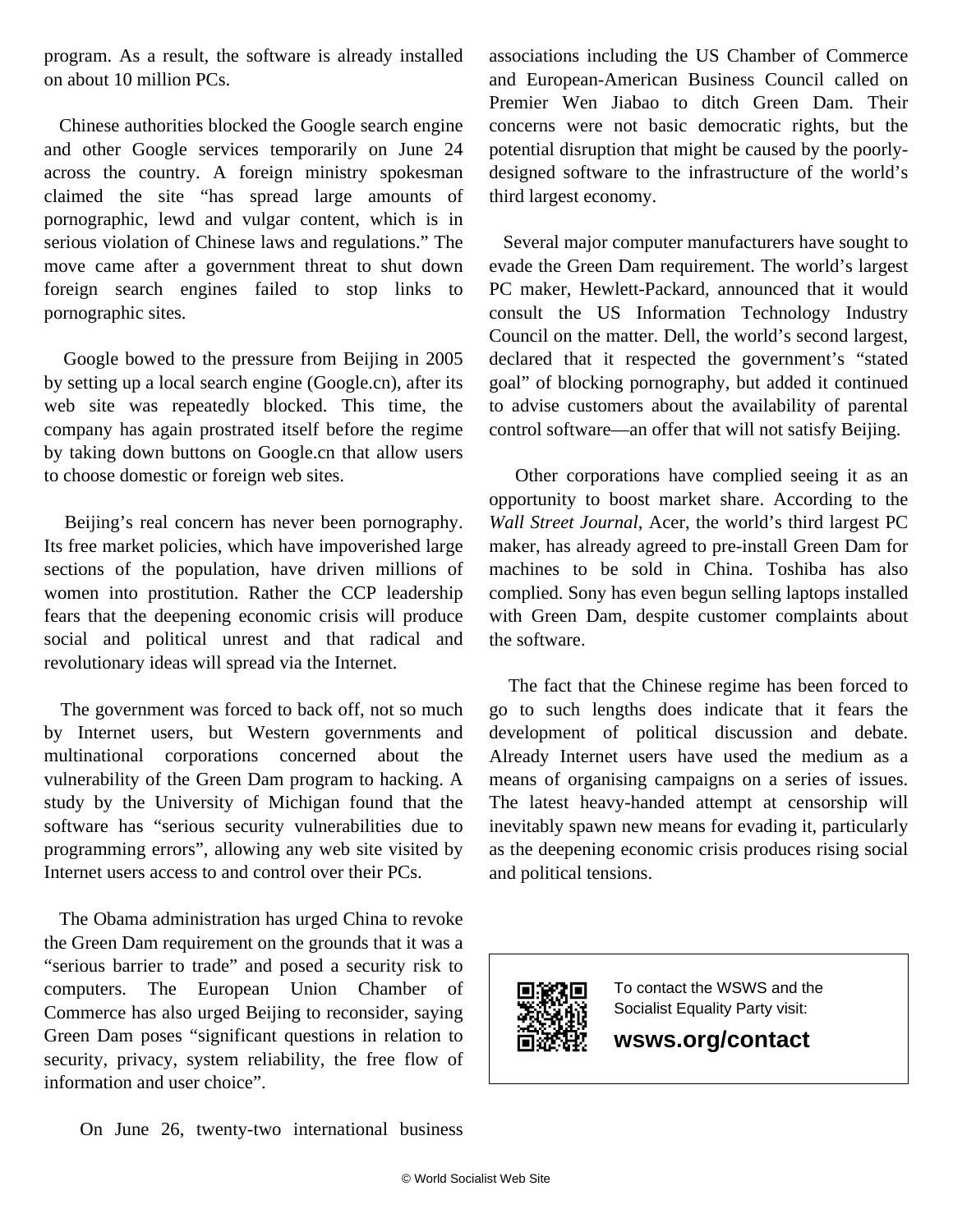program. As a result, the software is already installed on about 10 million PCs.

Chinese authorities blocked the Google search engine and other Google services temporarily on June 24 across the country. A foreign ministry spokesman claimed the site "has spread large amounts of pornographic, lewd and vulgar content, which is in serious violation of Chinese laws and regulations." The move came after a government threat to shut down foreign search engines failed to stop links to pornographic sites.

Google bowed to the pressure from Beijing in 2005 by setting up a local search engine (Google.cn), after its web site was repeatedly blocked. This time, the company has again prostrated itself before the regime by taking down buttons on Google.cn that allow users to choose domestic or foreign web sites.

Beijing's real concern has never been pornography. Its free market policies, which have impoverished large sections of the population, have driven millions of women into prostitution. Rather the CCP leadership fears that the deepening economic crisis will produce social and political unrest and that radical and revolutionary ideas will spread via the Internet.

The government was forced to back off, not so much by Internet users, but Western governments and multinational corporations concerned about the vulnerability of the Green Dam program to hacking. A study by the University of Michigan found that the software has "serious security vulnerabilities due to programming errors", allowing any web site visited by Internet users access to and control over their PCs.

The Obama administration has urged China to revoke the Green Dam requirement on the grounds that it was a "serious barrier to trade" and posed a security risk to computers. The European Union Chamber of Commerce has also urged Beijing to reconsider, saying Green Dam poses "significant questions in relation to security, privacy, system reliability, the free flow of information and user choice".

On June 26, twenty-two international business associations including the US Chamber of Commerce and European-American Business Council called on Premier Wen Jiabao to ditch Green Dam. Their concerns were not basic democratic rights, but the potential disruption that might be caused by the poorly-designed software to the infrastructure of the world's third largest economy.

Several major computer manufacturers have sought to evade the Green Dam requirement. The world's largest PC maker, Hewlett-Packard, announced that it would consult the US Information Technology Industry Council on the matter. Dell, the world's second largest, declared that it respected the government's "stated goal" of blocking pornography, but added it continued to advise customers about the availability of parental control software—an offer that will not satisfy Beijing.

Other corporations have complied seeing it as an opportunity to boost market share. According to the *Wall Street Journal*, Acer, the world's third largest PC maker, has already agreed to pre-install Green Dam for machines to be sold in China. Toshiba has also complied. Sony has even begun selling laptops installed with Green Dam, despite customer complaints about the software.

The fact that the Chinese regime has been forced to go to such lengths does indicate that it fears the development of political discussion and debate. Already Internet users have used the medium as a means of organising campaigns on a series of issues. The latest heavy-handed attempt at censorship will inevitably spawn new means for evading it, particularly as the deepening economic crisis produces rising social and political tensions.

To contact the WSWS and the Socialist Equality Party visit:

**wsws.org/contact**